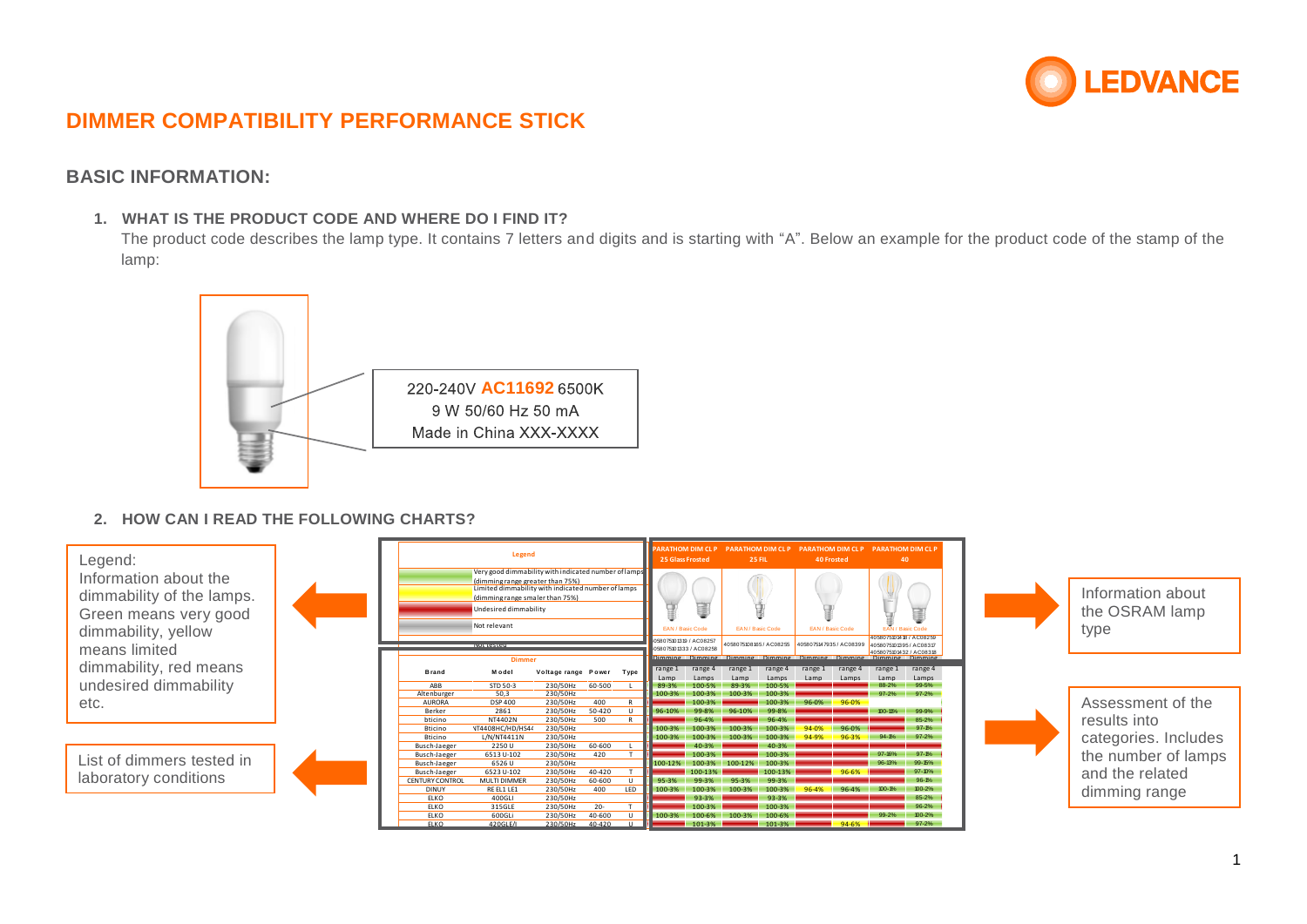# DIMMER COMPATIBILITY PERFORMANCE STICK

## BASIC INFORMATION:

1. **WHAT IS THE PRODUCT CODE AND WHERE DO I FIND IT?**
   The product code describes the lamp type. It contains 7 letters and digits and is starting with “A”. Below an example for the product code of the stamp of the lamp:

220-240V **AC11692** 6500K
9 W 50/60 Hz 50 mA
Made in China XXX-XXXX

2. **HOW CAN I READ THE FOLLOWING CHARTS?**

Legend:
Information about the dimmability of the lamps. Green means very good dimmability, yellow means limited dimmability, red means undesired dimmability etc.

List of dimmers tested in laboratory conditions

Information about the OSRAM lamp type

Assessment of the results into categories. Includes the number of lamps and the related dimming range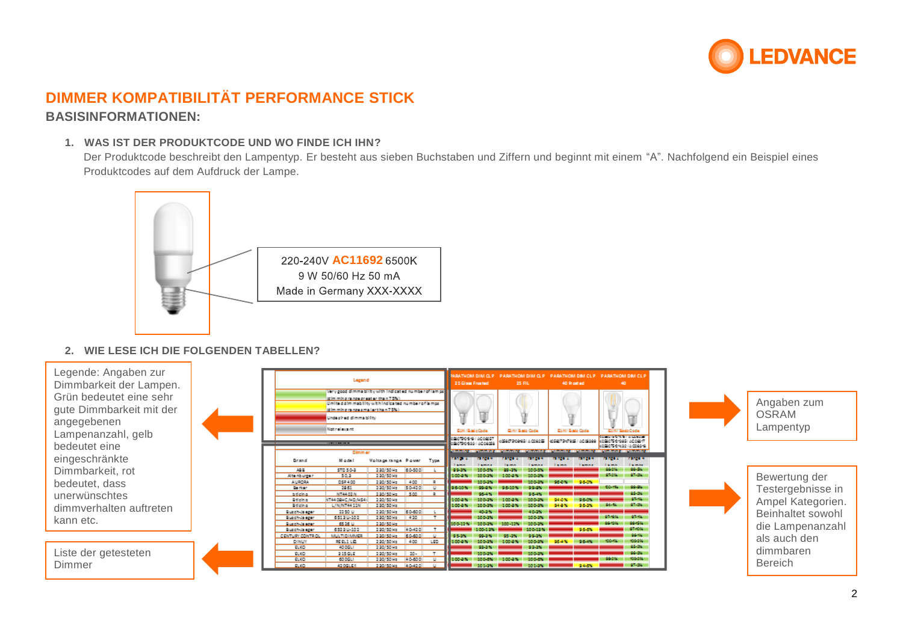# DIMMER KOMPATIBILITÄT PERFORMANCE STICK

## BASISINFORMATIONEN:

### 1. WAS IST DER PRODUKTCODE UND WO FINDE ICH IHN?

Der Produktcode beschreibt den Lampentyp. Er besteht aus sieben Buchstaben und Ziffern und beginnt mit einem “A”. Nachfolgend ein Beispiel eines Produktcodes auf dem Aufdruck der Lampe.

220-240V **AC11692** 6500K
9 W 50/60 Hz 50 mA
Made in Germany XXX-XXXX

### 2. WIE LESE ICH DIE FOLGENDEN TABELLEN?

Legende: Angaben zur Dimmbarkeit der Lampen. Grün bedeutet eine sehr gute Dimmbarkeit mit der angegebenen Lampenanzahl, gelb bedeutet eine eingeschränkte Dimmbarkeit, rot bedeutet, dass unerwünschtes dimmverhalten auftreten kann etc.

Liste der getesteten Dimmer

Angaben zum OSRAM Lampentyp

Bewertung der Testergebnisse in Ampel Kategorien. Beinhaltet sowohl die Lampenanzahl als auch den dimmbaren Bereich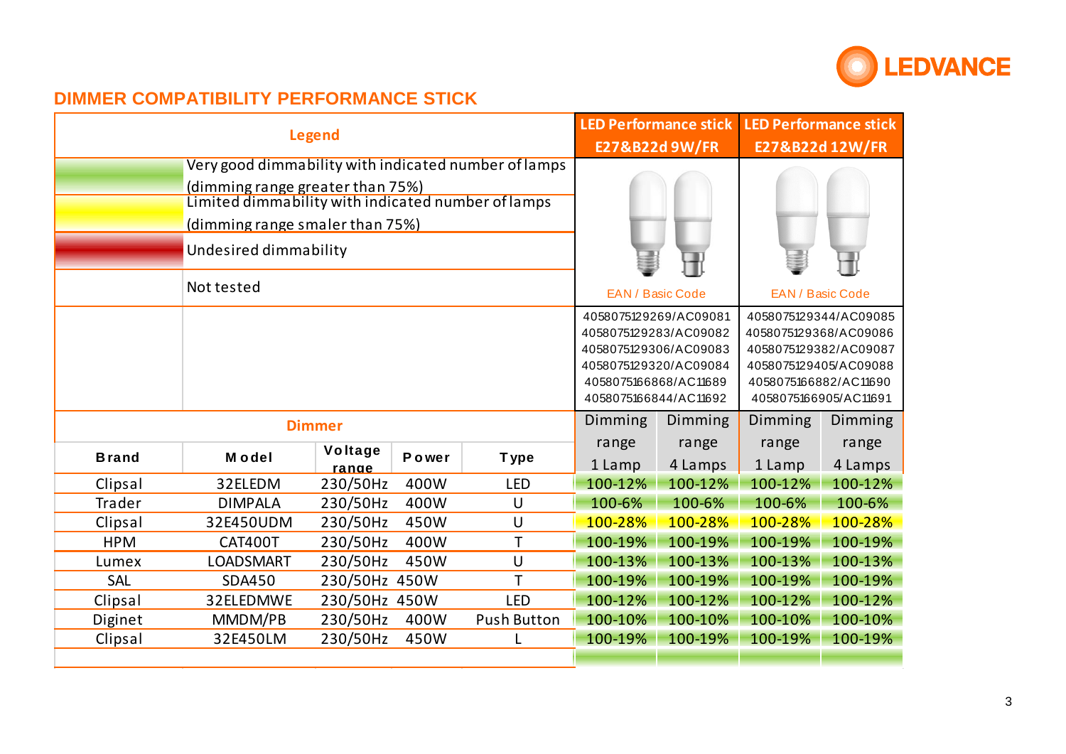## DIMMER COMPATIBILITY PERFORMANCE STICK

**Legend**

| Color | Meaning |
|---|---|
| Green | Very good dimmability with indicated number of lamps (dimming range greater than 75%) |
| Yellow | Limited dimmability with indicated number of lamps (dimming range smaler than 75%) |
| Red | Undesired dimmability |
| (blank) | Not tested |

**LED Performance stick E27&B22d 9W/FR**

EAN / Basic Code

4058075129269/AC09081
4058075129283/AC09082
4058075129306/AC09083
4058075129320/AC09084
4058075166868/AC11689
4058075166844/AC11692

**LED Performance stick E27&B22d 12W/FR**

EAN / Basic Code

4058075129344/AC09085
4058075129368/AC09086
4058075129382/AC09087
4058075129405/AC09088
4058075166882/AC11690
4058075166905/AC11691

| Dimmer | | | | | LED Performance stick E27&B22d 9W/FR | | LED Performance stick E27&B22d 12W/FR | |
|---|---|---|---|---|---|---|---|---|
| **Brand** | **Model** | **Voltage range** | **Power** | **Type** | Dimming range 1 Lamp | Dimming range 4 Lamps | Dimming range 1 Lamp | Dimming range 4 Lamps |
| Clipsal | 32ELEDM | 230/50Hz | 400W | LED | 100-12% | 100-12% | 100-12% | 100-12% |
| Trader | DIMPALA | 230/50Hz | 400W | U | 100-6% | 100-6% | 100-6% | 100-6% |
| Clipsal | 32E450UDM | 230/50Hz | 450W | U | 100-28% | 100-28% | 100-28% | 100-28% |
| HPM | CAT400T | 230/50Hz | 400W | T | 100-19% | 100-19% | 100-19% | 100-19% |
| Lumex | LOADSMART | 230/50Hz | 450W | U | 100-13% | 100-13% | 100-13% | 100-13% |
| SAL | SDA450 | 230/50Hz | 450W | T | 100-19% | 100-19% | 100-19% | 100-19% |
| Clipsal | 32ELEDMWE | 230/50Hz | 450W | LED | 100-12% | 100-12% | 100-12% | 100-12% |
| Diginet | MMDM/PB | 230/50Hz | 400W | Push Button | 100-10% | 100-10% | 100-10% | 100-10% |
| Clipsal | 32E450LM | 230/50Hz | 450W | L | 100-19% | 100-19% | 100-19% | 100-19% |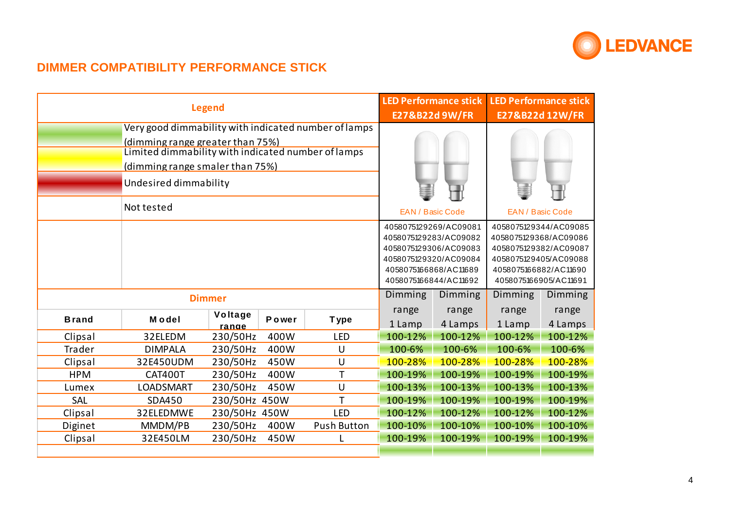LEDVANCE

## DIMMER COMPATIBILITY PERFORMANCE STICK

| Legend | | LED Performance stick E27&B22d 9W/FR | LED Performance stick E27&B22d 12W/FR |
|---|---|---|---|
| (green) | Very good dimmability with indicated number of lamps (dimming range greater than 75%) | | |
| (yellow) | Limited dimmability with indicated number of lamps (dimming range smaler than 75%) | | |
| (red) | Undesired dimmability | | |
| | Not tested | EAN / Basic Code | EAN / Basic Code |
| | | 4058075129269/AC09081<br>4058075129283/AC09082<br>4058075129306/AC09083<br>4058075129320/AC09084<br>4058075166868/AC11689<br>4058075166844/AC11692 | 4058075129344/AC09085<br>4058075129368/AC09086<br>4058075129382/AC09087<br>4058075129405/AC09088<br>4058075166882/AC11690<br>4058075166905/AC11691 |

| Dimmer | | | | | LED Performance stick E27&B22d 9W/FR | | LED Performance stick E27&B22d 12W/FR | |
|---|---|---|---|---|---|---|---|---|
| Brand | Model | Voltage range | Power | Type | Dimming range 1 Lamp | Dimming range 4 Lamps | Dimming range 1 Lamp | Dimming range 4 Lamps |
| Clipsal | 32ELEDM | 230/50Hz | 400W | LED | 100-12% | 100-12% | 100-12% | 100-12% |
| Trader | DIMPALA | 230/50Hz | 400W | U | 100-6% | 100-6% | 100-6% | 100-6% |
| Clipsal | 32E450UDM | 230/50Hz | 450W | U | 100-28% | 100-28% | 100-28% | 100-28% |
| HPM | CAT400T | 230/50Hz | 400W | T | 100-19% | 100-19% | 100-19% | 100-19% |
| Lumex | LOADSMART | 230/50Hz | 450W | U | 100-13% | 100-13% | 100-13% | 100-13% |
| SAL | SDA450 | 230/50Hz | 450W | T | 100-19% | 100-19% | 100-19% | 100-19% |
| Clipsal | 32ELEDMWE | 230/50Hz | 450W | LED | 100-12% | 100-12% | 100-12% | 100-12% |
| Diginet | MMDM/PB | 230/50Hz | 400W | Push Button | 100-10% | 100-10% | 100-10% | 100-10% |
| Clipsal | 32E450LM | 230/50Hz | 450W | L | 100-19% | 100-19% | 100-19% | 100-19% |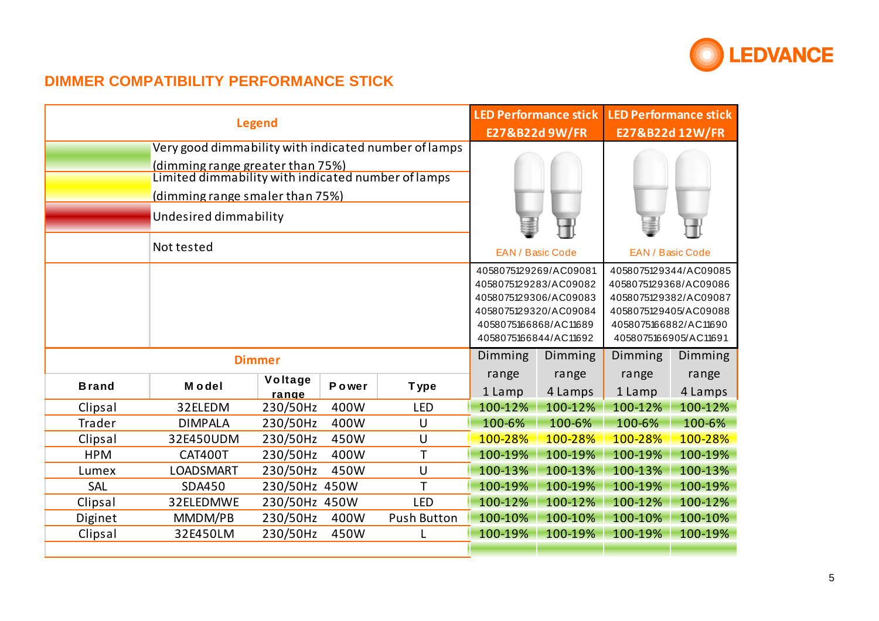LEDVANCE

## DIMMER COMPATIBILITY PERFORMANCE STICK

| Legend | |
|---|---|
| (green) | Very good dimmability with indicated number of lamps (dimming range greater than 75%) |
| (yellow) | Limited dimmability with indicated number of lamps (dimming range smaler than 75%) |
| (red) | Undesired dimmability |
| | Not tested |

| | LED Performance stick E27&B22d 9W/FR | LED Performance stick E27&B22d 12W/FR |
|---|---|---|
| EAN / Basic Code | 4058075129269/AC09081<br>4058075129283/AC09082<br>4058075129306/AC09083<br>4058075129320/AC09084<br>4058075166868/AC11689<br>4058075166844/AC11692 | 4058075129344/AC09085<br>4058075129368/AC09086<br>4058075129382/AC09087<br>4058075129405/AC09088<br>4058075166882/AC11690<br>4058075166905/AC11691 |

| Dimmer | | | | | LED Performance stick E27&B22d 9W/FR | | LED Performance stick E27&B22d 12W/FR | |
|---|---|---|---|---|---|---|---|---|
| Brand | Model | Voltage range | Power | Type | Dimming range 1 Lamp | Dimming range 4 Lamps | Dimming range 1 Lamp | Dimming range 4 Lamps |
| Clipsal | 32ELEDM | 230/50Hz | 400W | LED | 100-12% | 100-12% | 100-12% | 100-12% |
| Trader | DIMPALA | 230/50Hz | 400W | U | 100-6% | 100-6% | 100-6% | 100-6% |
| Clipsal | 32E450UDM | 230/50Hz | 450W | U | 100-28% | 100-28% | 100-28% | 100-28% |
| HPM | CAT400T | 230/50Hz | 400W | T | 100-19% | 100-19% | 100-19% | 100-19% |
| Lumex | LOADSMART | 230/50Hz | 450W | U | 100-13% | 100-13% | 100-13% | 100-13% |
| SAL | SDA450 | 230/50Hz | 450W | T | 100-19% | 100-19% | 100-19% | 100-19% |
| Clipsal | 32ELEDMWE | 230/50Hz | 450W | LED | 100-12% | 100-12% | 100-12% | 100-12% |
| Diginet | MMDM/PB | 230/50Hz | 400W | Push Button | 100-10% | 100-10% | 100-10% | 100-10% |
| Clipsal | 32E450LM | 230/50Hz | 450W | L | 100-19% | 100-19% | 100-19% | 100-19% |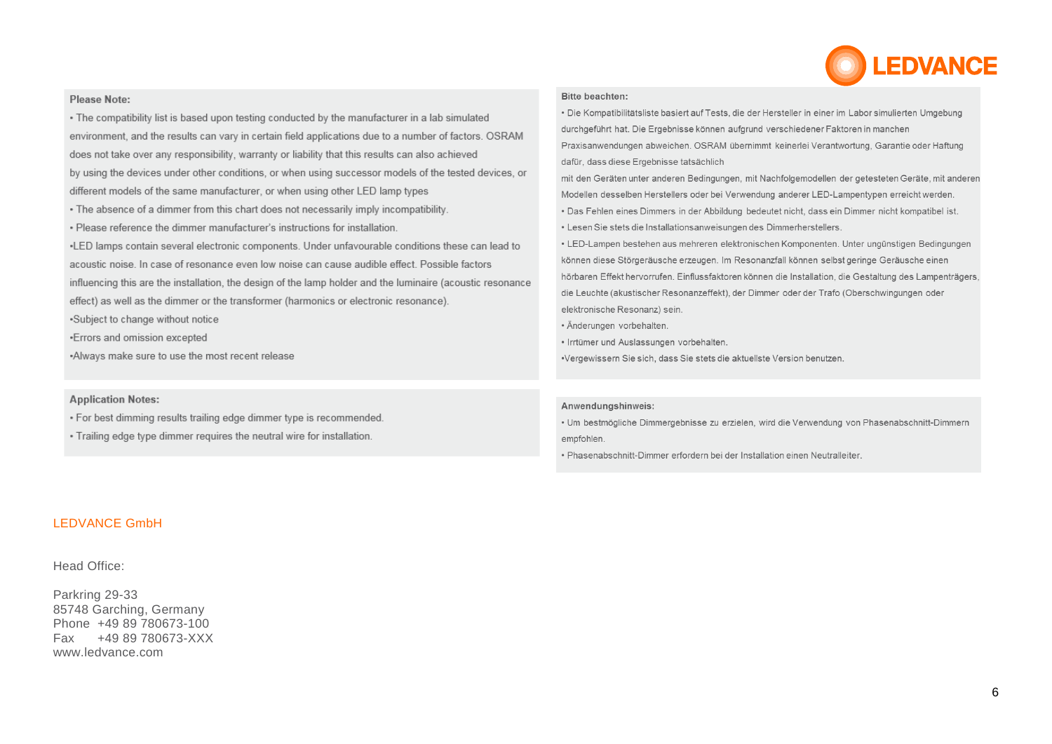**Please Note:**

- The compatibility list is based upon testing conducted by the manufacturer in a lab simulated environment, and the results can vary in certain field applications due to a number of factors. OSRAM does not take over any responsibility, warranty or liability that this results can also achieved by using the devices under other conditions, or when using successor models of the tested devices, or different models of the same manufacturer, or when using other LED lamp types
- The absence of a dimmer from this chart does not necessarily imply incompatibility.
- Please reference the dimmer manufacturer's instructions for installation.
- LED lamps contain several electronic components. Under unfavourable conditions these can lead to acoustic noise. In case of resonance even low noise can cause audible effect. Possible factors influencing this are the installation, the design of the lamp holder and the luminaire (acoustic resonance effect) as well as the dimmer or the transformer (harmonics or electronic resonance).
- Subject to change without notice
- Errors and omission excepted
- Always make sure to use the most recent release

**Application Notes:**

- For best dimming results trailing edge dimmer type is recommended.
- Trailing edge type dimmer requires the neutral wire for installation.

**Bitte beachten:**

- Die Kompatibilitätsliste basiert auf Tests, die der Hersteller in einer im Labor simulierten Umgebung durchgeführt hat. Die Ergebnisse können aufgrund verschiedener Faktoren in manchen Praxisanwendungen abweichen. OSRAM übernimmt keinerlei Verantwortung, Garantie oder Haftung dafür, dass diese Ergebnisse tatsächlich mit den Geräten unter anderen Bedingungen, mit Nachfolgemodellen der getesteten Geräte, mit anderen Modellen desselben Herstellers oder bei Verwendung anderer LED-Lampentypen erreicht werden.
- Das Fehlen eines Dimmers in der Abbildung bedeutet nicht, dass ein Dimmer nicht kompatibel ist.
- Lesen Sie stets die Installationsanweisungen des Dimmerherstellers.
- LED-Lampen bestehen aus mehreren elektronischen Komponenten. Unter ungünstigen Bedingungen können diese Störgeräusche erzeugen. Im Resonanzfall können selbst geringe Geräusche einen hörbaren Effekt hervorrufen. Einflussfaktoren können die Installation, die Gestaltung des Lampenträgers, die Leuchte (akustischer Resonanzeffekt), der Dimmer oder der Trafo (Oberschwingungen oder elektronische Resonanz) sein.
- Änderungen vorbehalten.
- Irrtümer und Auslassungen vorbehalten.
- Vergewissern Sie sich, dass Sie stets die aktuellste Version benutzen.

**Anwendungshinweis:**

- Um bestmögliche Dimmergebnisse zu erzielen, wird die Verwendung von Phasenabschnitt-Dimmern empfohlen.
- Phasenabschnitt-Dimmer erfordern bei der Installation einen Neutralleiter.

LEDVANCE GmbH

Head Office:

Parkring 29-33
85748 Garching, Germany
Phone +49 89 780673-100
Fax +49 89 780673-XXX
www.ledvance.com